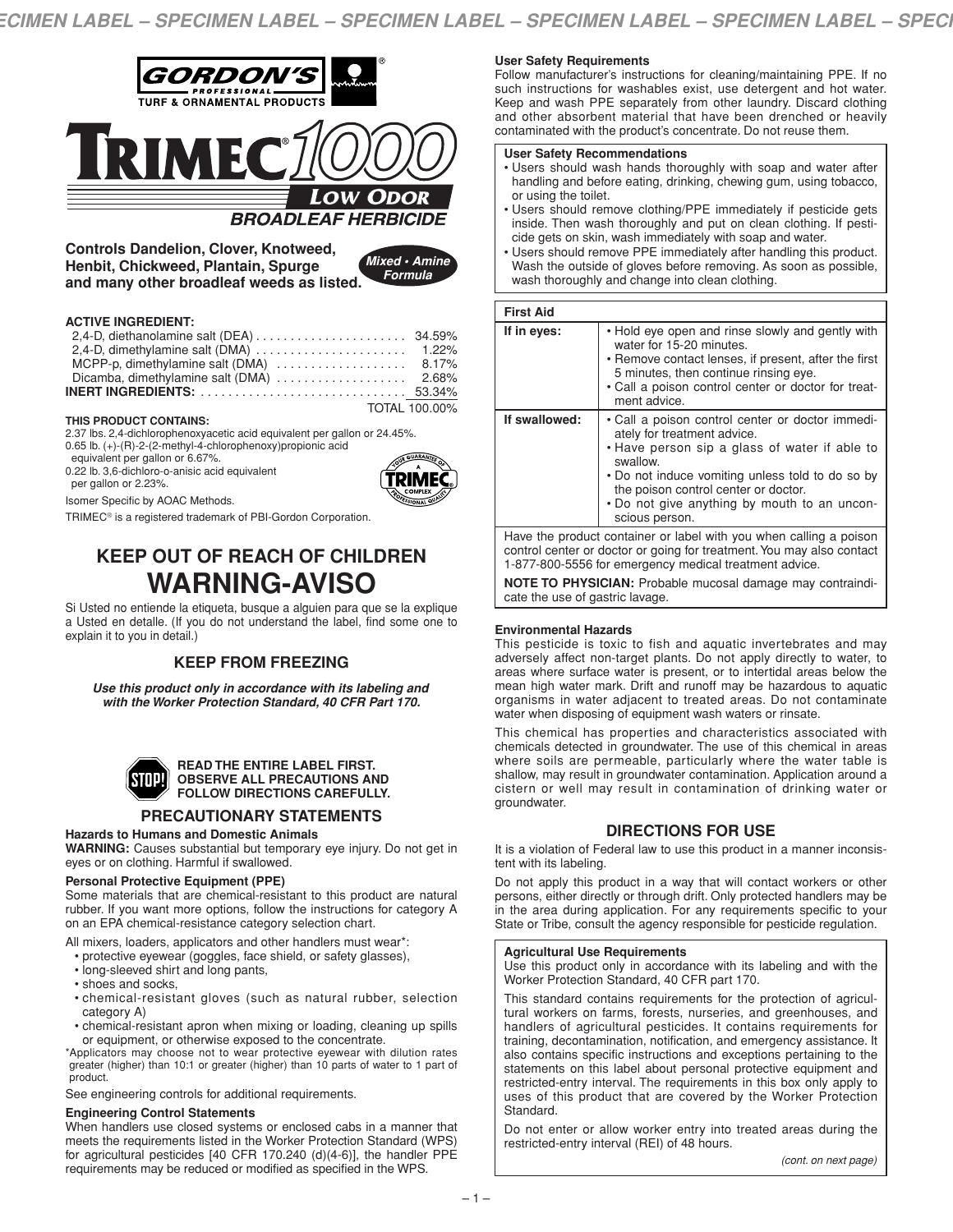GORDON'S® PROFESSIONAL TURF & ORNAMENTAL PRODUCTS

# TRIMEC® 1000 LOW ODOR

## BROADLEAF HERBICIDE

**Controls Dandelion, Clover, Knotweed, Henbit, Chickweed, Plantain, Spurge and many other broadleaf weeds as listed.**

*Mixed • Amine Formula*

**ACTIVE INGREDIENT:**

| | |
|---|---|
| 2,4-D, diethanolamine salt (DEA) | 34.59% |
| 2,4-D, dimethylamine salt (DMA) | 1.22% |
| MCPP-p, dimethylamine salt (DMA) | 8.17% |
| Dicamba, dimethylamine salt (DMA) | 2.68% |
| **INERT INGREDIENTS:** | 53.34% |
| | TOTAL 100.00% |

**THIS PRODUCT CONTAINS:**

2.37 lbs. 2,4-dichlorophenoxyacetic acid equivalent per gallon or 24.45%.
0.65 lb. (+)-(R)-2-(2-methyl-4-chlorophenoxy)propionic acid equivalent per gallon or 6.67%.
0.22 lb. 3,6-dichloro-o-anisic acid equivalent per gallon or 2.23%.

Isomer Specific by AOAC Methods.

TRIMEC® is a registered trademark of PBI-Gordon Corporation.

## KEEP OUT OF REACH OF CHILDREN
# WARNING-AVISO

Si Usted no entiende la etiqueta, busque a alguien para que se la explique a Usted en detalle. (If you do not understand the label, find some one to explain it to you in detail.)

## KEEP FROM FREEZING

***Use this product only in accordance with its labeling and with the Worker Protection Standard, 40 CFR Part 170.***

**READ THE ENTIRE LABEL FIRST. OBSERVE ALL PRECAUTIONS AND FOLLOW DIRECTIONS CAREFULLY.**

## PRECAUTIONARY STATEMENTS

### Hazards to Humans and Domestic Animals

**WARNING:** Causes substantial but temporary eye injury. Do not get in eyes or on clothing. Harmful if swallowed.

### Personal Protective Equipment (PPE)

Some materials that are chemical-resistant to this product are natural rubber. If you want more options, follow the instructions for category A on an EPA chemical-resistance category selection chart.

All mixers, loaders, applicators and other handlers must wear*:

- protective eyewear (goggles, face shield, or safety glasses),
- long-sleeved shirt and long pants,
- shoes and socks,
- chemical-resistant gloves (such as natural rubber, selection category A)
- chemical-resistant apron when mixing or loading, cleaning up spills or equipment, or otherwise exposed to the concentrate.

*Applicators may choose not to wear protective eyewear with dilution rates greater (higher) than 10:1 or greater (higher) than 10 parts of water to 1 part of product.

See engineering controls for additional requirements.

### Engineering Control Statements

When handlers use closed systems or enclosed cabs in a manner that meets the requirements listed in the Worker Protection Standard (WPS) for agricultural pesticides [40 CFR 170.240 (d)(4-6)], the handler PPE requirements may be reduced or modified as specified in the WPS.

### User Safety Requirements

Follow manufacturer's instructions for cleaning/maintaining PPE. If no such instructions for washables exist, use detergent and hot water. Keep and wash PPE separately from other laundry. Discard clothing and other absorbent material that have been drenched or heavily contaminated with the product's concentrate. Do not reuse them.

### User Safety Recommendations

- Users should wash hands thoroughly with soap and water after handling and before eating, drinking, chewing gum, using tobacco, or using the toilet.
- Users should remove clothing/PPE immediately if pesticide gets inside. Then wash thoroughly and put on clean clothing. If pesticide gets on skin, wash immediately with soap and water.
- Users should remove PPE immediately after handling this product. Wash the outside of gloves before removing. As soon as possible, wash thoroughly and change into clean clothing.

### First Aid

| First Aid | |
|---|---|
| **If in eyes:** | • Hold eye open and rinse slowly and gently with water for 15-20 minutes. • Remove contact lenses, if present, after the first 5 minutes, then continue rinsing eye. • Call a poison control center or doctor for treatment advice. |
| **If swallowed:** | • Call a poison control center or doctor immediately for treatment advice. • Have person sip a glass of water if able to swallow. • Do not induce vomiting unless told to do so by the poison control center or doctor. • Do not give anything by mouth to an unconscious person. |

Have the product container or label with you when calling a poison control center or doctor or going for treatment. You may also contact 1-877-800-5556 for emergency medical treatment advice.

**NOTE TO PHYSICIAN:** Probable mucosal damage may contraindicate the use of gastric lavage.

### Environmental Hazards

This pesticide is toxic to fish and aquatic invertebrates and may adversely affect non-target plants. Do not apply directly to water, to areas where surface water is present, or to intertidal areas below the mean high water mark. Drift and runoff may be hazardous to aquatic organisms in water adjacent to treated areas. Do not contaminate water when disposing of equipment wash waters or rinsate.

This chemical has properties and characteristics associated with chemicals detected in groundwater. The use of this chemical in areas where soils are permeable, particularly where the water table is shallow, may result in groundwater contamination. Application around a cistern or well may result in contamination of drinking water or groundwater.

## DIRECTIONS FOR USE

It is a violation of Federal law to use this product in a manner inconsistent with its labeling.

Do not apply this product in a way that will contact workers or other persons, either directly or through drift. Only protected handlers may be in the area during application. For any requirements specific to your State or Tribe, consult the agency responsible for pesticide regulation.

### Agricultural Use Requirements

Use this product only in accordance with its labeling and with the Worker Protection Standard, 40 CFR part 170.

This standard contains requirements for the protection of agricultural workers on farms, forests, nurseries, and greenhouses, and handlers of agricultural pesticides. It contains requirements for training, decontamination, notification, and emergency assistance. It also contains specific instructions and exceptions pertaining to the statements on this label about personal protective equipment and restricted-entry interval. The requirements in this box only apply to uses of this product that are covered by the Worker Protection Standard.

Do not enter or allow worker entry into treated areas during the restricted-entry interval (REI) of 48 hours.

*(cont. on next page)*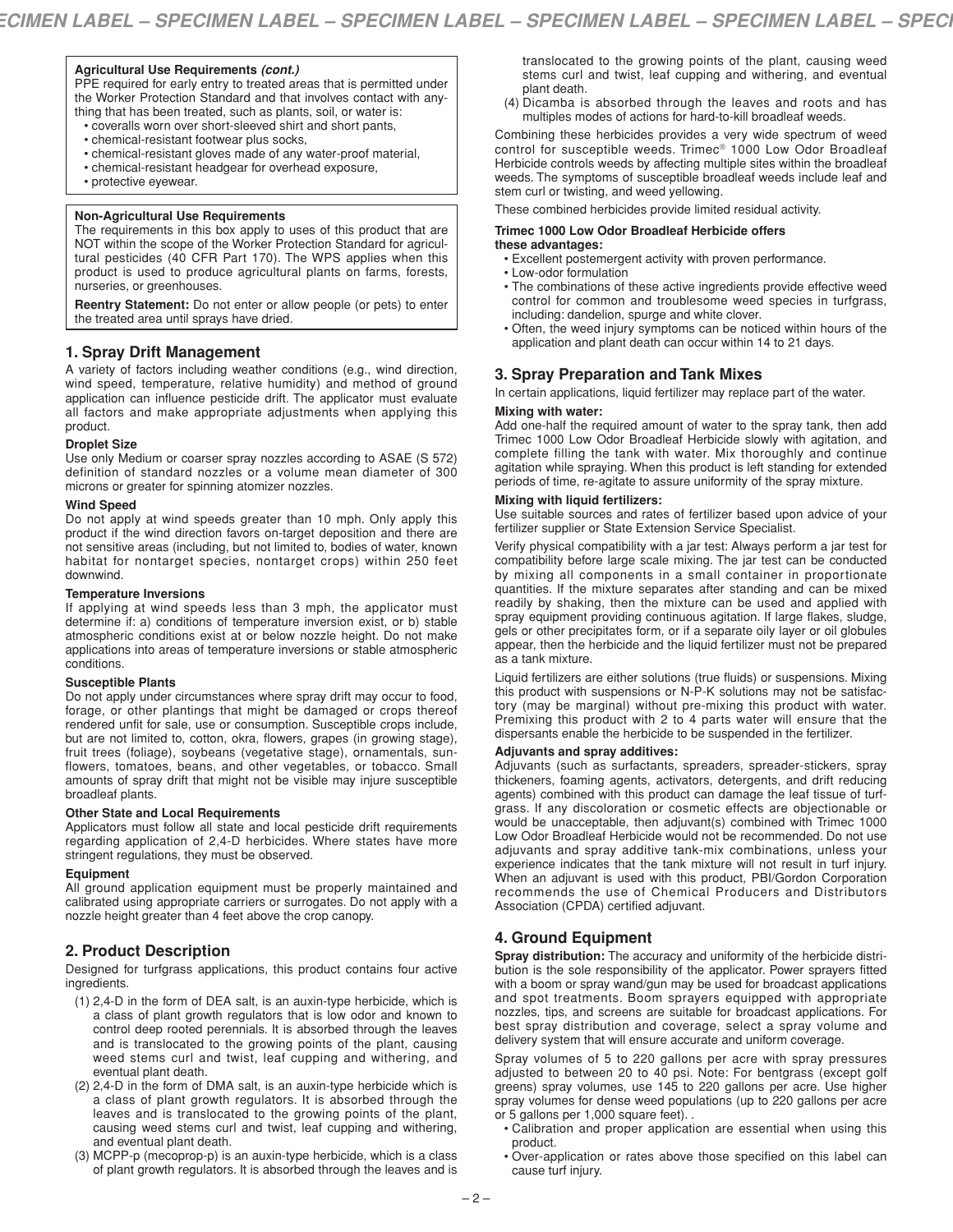**Agricultural Use Requirements *(cont.)***

PPE required for early entry to treated areas that is permitted under the Worker Protection Standard and that involves contact with anything that has been treated, such as plants, soil, or water is:

- coveralls worn over short-sleeved shirt and short pants,
- chemical-resistant footwear plus socks,
- chemical-resistant gloves made of any water-proof material,
- chemical-resistant headgear for overhead exposure,
- protective eyewear.

**Non-Agricultural Use Requirements**

The requirements in this box apply to uses of this product that are NOT within the scope of the Worker Protection Standard for agricultural pesticides (40 CFR Part 170). The WPS applies when this product is used to produce agricultural plants on farms, forests, nurseries, or greenhouses.

**Reentry Statement:** Do not enter or allow people (or pets) to enter the treated area until sprays have dried.

## 1. Spray Drift Management

A variety of factors including weather conditions (e.g., wind direction, wind speed, temperature, relative humidity) and method of ground application can influence pesticide drift. The applicator must evaluate all factors and make appropriate adjustments when applying this product.

**Droplet Size**

Use only Medium or coarser spray nozzles according to ASAE (S 572) definition of standard nozzles or a volume mean diameter of 300 microns or greater for spinning atomizer nozzles.

**Wind Speed**

Do not apply at wind speeds greater than 10 mph. Only apply this product if the wind direction favors on-target deposition and there are not sensitive areas (including, but not limited to, bodies of water, known habitat for nontarget species, nontarget crops) within 250 feet downwind.

**Temperature Inversions**

If applying at wind speeds less than 3 mph, the applicator must determine if: a) conditions of temperature inversion exist, or b) stable atmospheric conditions exist at or below nozzle height. Do not make applications into areas of temperature inversions or stable atmospheric conditions.

**Susceptible Plants**

Do not apply under circumstances where spray drift may occur to food, forage, or other plantings that might be damaged or crops thereof rendered unfit for sale, use or consumption. Susceptible crops include, but are not limited to, cotton, okra, flowers, grapes (in growing stage), fruit trees (foliage), soybeans (vegetative stage), ornamentals, sunflowers, tomatoes, beans, and other vegetables, or tobacco. Small amounts of spray drift that might not be visible may injure susceptible broadleaf plants.

**Other State and Local Requirements**

Applicators must follow all state and local pesticide drift requirements regarding application of 2,4-D herbicides. Where states have more stringent regulations, they must be observed.

**Equipment**

All ground application equipment must be properly maintained and calibrated using appropriate carriers or surrogates. Do not apply with a nozzle height greater than 4 feet above the crop canopy.

## 2. Product Description

Designed for turfgrass applications, this product contains four active ingredients.

(1) 2,4-D in the form of DEA salt, is an auxin-type herbicide, which is a class of plant growth regulators that is low odor and known to control deep rooted perennials. It is absorbed through the leaves and is translocated to the growing points of the plant, causing weed stems curl and twist, leaf cupping and withering, and eventual plant death.

(2) 2,4-D in the form of DMA salt, is an auxin-type herbicide which is a class of plant growth regulators. It is absorbed through the leaves and is translocated to the growing points of the plant, causing weed stems curl and twist, leaf cupping and withering, and eventual plant death.

(3) MCPP-p (mecoprop-p) is an auxin-type herbicide, which is a class of plant growth regulators. It is absorbed through the leaves and is translocated to the growing points of the plant, causing weed stems curl and twist, leaf cupping and withering, and eventual plant death.

(4) Dicamba is absorbed through the leaves and roots and has multiples modes of actions for hard-to-kill broadleaf weeds.

Combining these herbicides provides a very wide spectrum of weed control for susceptible weeds. Trimec® 1000 Low Odor Broadleaf Herbicide controls weeds by affecting multiple sites within the broadleaf weeds. The symptoms of susceptible broadleaf weeds include leaf and stem curl or twisting, and weed yellowing.

These combined herbicides provide limited residual activity.

**Trimec 1000 Low Odor Broadleaf Herbicide offers these advantages:**

- Excellent postemergent activity with proven performance.
- Low-odor formulation
- The combinations of these active ingredients provide effective weed control for common and troublesome weed species in turfgrass, including: dandelion, spurge and white clover.
- Often, the weed injury symptoms can be noticed within hours of the application and plant death can occur within 14 to 21 days.

## 3. Spray Preparation and Tank Mixes

In certain applications, liquid fertilizer may replace part of the water.

**Mixing with water:**

Add one-half the required amount of water to the spray tank, then add Trimec 1000 Low Odor Broadleaf Herbicide slowly with agitation, and complete filling the tank with water. Mix thoroughly and continue agitation while spraying. When this product is left standing for extended periods of time, re-agitate to assure uniformity of the spray mixture.

**Mixing with liquid fertilizers:**

Use suitable sources and rates of fertilizer based upon advice of your fertilizer supplier or State Extension Service Specialist.

Verify physical compatibility with a jar test: Always perform a jar test for compatibility before large scale mixing. The jar test can be conducted by mixing all components in a small container in proportionate quantities. If the mixture separates after standing and can be mixed readily by shaking, then the mixture can be used and applied with spray equipment providing continuous agitation. If large flakes, sludge, gels or other precipitates form, or if a separate oily layer or oil globules appear, then the herbicide and the liquid fertilizer must not be prepared as a tank mixture.

Liquid fertilizers are either solutions (true fluids) or suspensions. Mixing this product with suspensions or N-P-K solutions may not be satisfactory (may be marginal) without pre-mixing this product with water. Premixing this product with 2 to 4 parts water will ensure that the dispersants enable the herbicide to be suspended in the fertilizer.

**Adjuvants and spray additives:**

Adjuvants (such as surfactants, spreaders, spreader-stickers, spray thickeners, foaming agents, activators, detergents, and drift reducing agents) combined with this product can damage the leaf tissue of turfgrass. If any discoloration or cosmetic effects are objectionable or would be unacceptable, then adjuvant(s) combined with Trimec 1000 Low Odor Broadleaf Herbicide would not be recommended. Do not use adjuvants and spray additive tank-mix combinations, unless your experience indicates that the tank mixture will not result in turf injury. When an adjuvant is used with this product, PBI/Gordon Corporation recommends the use of Chemical Producers and Distributors Association (CPDA) certified adjuvant.

## 4. Ground Equipment

**Spray distribution:** The accuracy and uniformity of the herbicide distribution is the sole responsibility of the applicator. Power sprayers fitted with a boom or spray wand/gun may be used for broadcast applications and spot treatments. Boom sprayers equipped with appropriate nozzles, tips, and screens are suitable for broadcast applications. For best spray distribution and coverage, select a spray volume and delivery system that will ensure accurate and uniform coverage.

Spray volumes of 5 to 220 gallons per acre with spray pressures adjusted to between 20 to 40 psi. Note: For bentgrass (except golf greens) spray volumes, use 145 to 220 gallons per acre. Use higher spray volumes for dense weed populations (up to 220 gallons per acre or 5 gallons per 1,000 square feet). .

- Calibration and proper application are essential when using this product.
- Over-application or rates above those specified on this label can cause turf injury.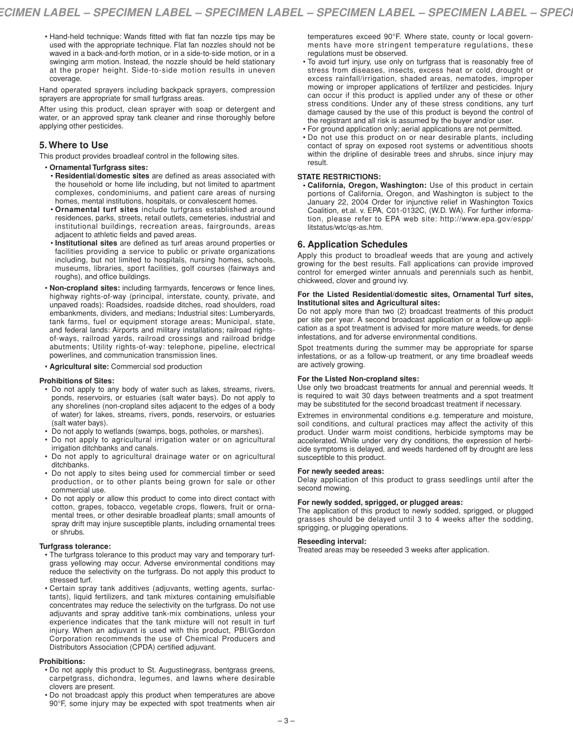- Hand-held technique: Wands fitted with flat fan nozzle tips may be used with the appropriate technique. Flat fan nozzles should not be waved in a back-and-forth motion, or in a side-to-side motion, or in a swinging arm motion. Instead, the nozzle should be held stationary at the proper height. Side-to-side motion results in uneven coverage.

Hand operated sprayers including backpack sprayers, compression sprayers are appropriate for small turfgrass areas.

After using this product, clean sprayer with soap or detergent and water, or an approved spray tank cleaner and rinse thoroughly before applying other pesticides.

## 5. Where to Use

This product provides broadleaf control in the following sites.

- **Ornamental Turfgrass sites:**
  - **Residential/domestic sites** are defined as areas associated with the household or home life including, but not limited to apartment complexes, condominiums, and patient care areas of nursing homes, mental institutions, hospitals, or convalescent homes.
  - **Ornamental turf sites** include turfgrass established around residences, parks, streets, retail outlets, cemeteries, industrial and institutional buildings, recreation areas, fairgrounds, areas adjacent to athletic fields and paved areas.
  - **Institutional sites** are defined as turf areas around properties or facilities providing a service to public or private organizations including, but not limited to hospitals, nursing homes, schools, museums, libraries, sport facilities, golf courses (fairways and roughs), and office buildings.
- **Non-cropland sites:** including farmyards, fencerows or fence lines, highway rights-of-way (principal, interstate, county, private, and unpaved roads): Roadsides, roadside ditches, road shoulders, road embankments, dividers, and medians; Industrial sites: Lumberyards, tank farms, fuel or equipment storage areas; Municipal, state, and federal lands: Airports and military installations; railroad rights-of-ways, railroad yards, railroad crossings and railroad bridge abutments; Utility rights-of-way: telephone, pipeline, electrical powerlines, and communication transmission lines.
- **Agricultural site:** Commercial sod production

**Prohibitions of Sites:**

- Do not apply to any body of water such as lakes, streams, rivers, ponds, reservoirs, or estuaries (salt water bays). Do not apply to any shorelines (non-cropland sites adjacent to the edges of a body of water) for lakes, streams, rivers, ponds, reservoirs, or estuaries (salt water bays).
- Do not apply to wetlands (swamps, bogs, potholes, or marshes).
- Do not apply to agricultural irrigation water or on agricultural irrigation ditchbanks and canals.
- Do not apply to agricultural drainage water or on agricultural ditchbanks.
- Do not apply to sites being used for commercial timber or seed production, or to other plants being grown for sale or other commercial use.
- Do not apply or allow this product to come into direct contact with cotton, grapes, tobacco, vegetable crops, flowers, fruit or ornamental trees, or other desirable broadleaf plants; small amounts of spray drift may injure susceptible plants, including ornamental trees or shrubs.

**Turfgrass tolerance:**

- The turfgrass tolerance to this product may vary and temporary turfgrass yellowing may occur. Adverse environmental conditions may reduce the selectivity on the turfgrass. Do not apply this product to stressed turf.
- Certain spray tank additives (adjuvants, wetting agents, surfactants), liquid fertilizers, and tank mixtures containing emulsifiable concentrates may reduce the selectivity on the turfgrass. Do not use adjuvants and spray additive tank-mix combinations, unless your experience indicates that the tank mixture will not result in turf injury. When an adjuvant is used with this product, PBI/Gordon Corporation recommends the use of Chemical Producers and Distributors Association (CPDA) certified adjuvant.

**Prohibitions:**

- Do not apply this product to St. Augustinegrass, bentgrass greens, carpetgrass, dichondra, legumes, and lawns where desirable clovers are present.
- Do not broadcast apply this product when temperatures are above 90°F, some injury may be expected with spot treatments when air temperatures exceed 90°F. Where state, county or local governments have more stringent temperature regulations, these regulations must be observed.
- To avoid turf injury, use only on turfgrass that is reasonably free of stress from diseases, insects, excess heat or cold, drought or excess rainfall/irrigation, shaded areas, nematodes, improper mowing or improper applications of fertilizer and pesticides. Injury can occur if this product is applied under any of these or other stress conditions. Under any of these stress conditions, any turf damage caused by the use of this product is beyond the control of the registrant and all risk is assumed by the buyer and/or user.
- For ground application only; aerial applications are not permitted.
- Do not use this product on or near desirable plants, including contact of spray on exposed root systems or adventitious shoots within the dripline of desirable trees and shrubs, since injury may result.

**STATE RESTRICTIONS:**

- **California, Oregon, Washington:** Use of this product in certain portions of California, Oregon, and Washington is subject to the January 22, 2004 Order for injunctive relief in Washington Toxics Coalition, et.al. v. EPA, C01-0132C, (W.D. WA). For further information, please refer to EPA web site: http://www.epa.gov/espp/litstatus/wtc/qs-as.htm.

## 6. Application Schedules

Apply this product to broadleaf weeds that are young and actively growing for the best results. Fall applications can provide improved control for emerged winter annuals and perennials such as henbit, chickweed, clover and ground ivy.

**For the Listed Residential/domestic sites, Ornamental Turf sites, Institutional sites and Agricultural sites:**

Do not apply more than two (2) broadcast treatments of this product per site per year. A second broadcast application or a follow-up application as a spot treatment is advised for more mature weeds, for dense infestations, and for adverse environmental conditions.

Spot treatments during the summer may be appropriate for sparse infestations, or as a follow-up treatment, or any time broadleaf weeds are actively growing.

**For the Listed Non-cropland sites:**

Use only two broadcast treatments for annual and perennial weeds. It is required to wait 30 days between treatments and a spot treatment may be substituted for the second broadcast treatment if necessary.

Extremes in environmental conditions e.g. temperature and moisture, soil conditions, and cultural practices may affect the activity of this product. Under warm moist conditions, herbicide symptoms may be accelerated. While under very dry conditions, the expression of herbicide symptoms is delayed, and weeds hardened off by drought are less susceptible to this product.

**For newly seeded areas:**

Delay application of this product to grass seedlings until after the second mowing.

**For newly sodded, sprigged, or plugged areas:**

The application of this product to newly sodded, sprigged, or plugged grasses should be delayed until 3 to 4 weeks after the sodding, sprigging, or plugging operations.

**Reseeding interval:**

Treated areas may be reseeded 3 weeks after application.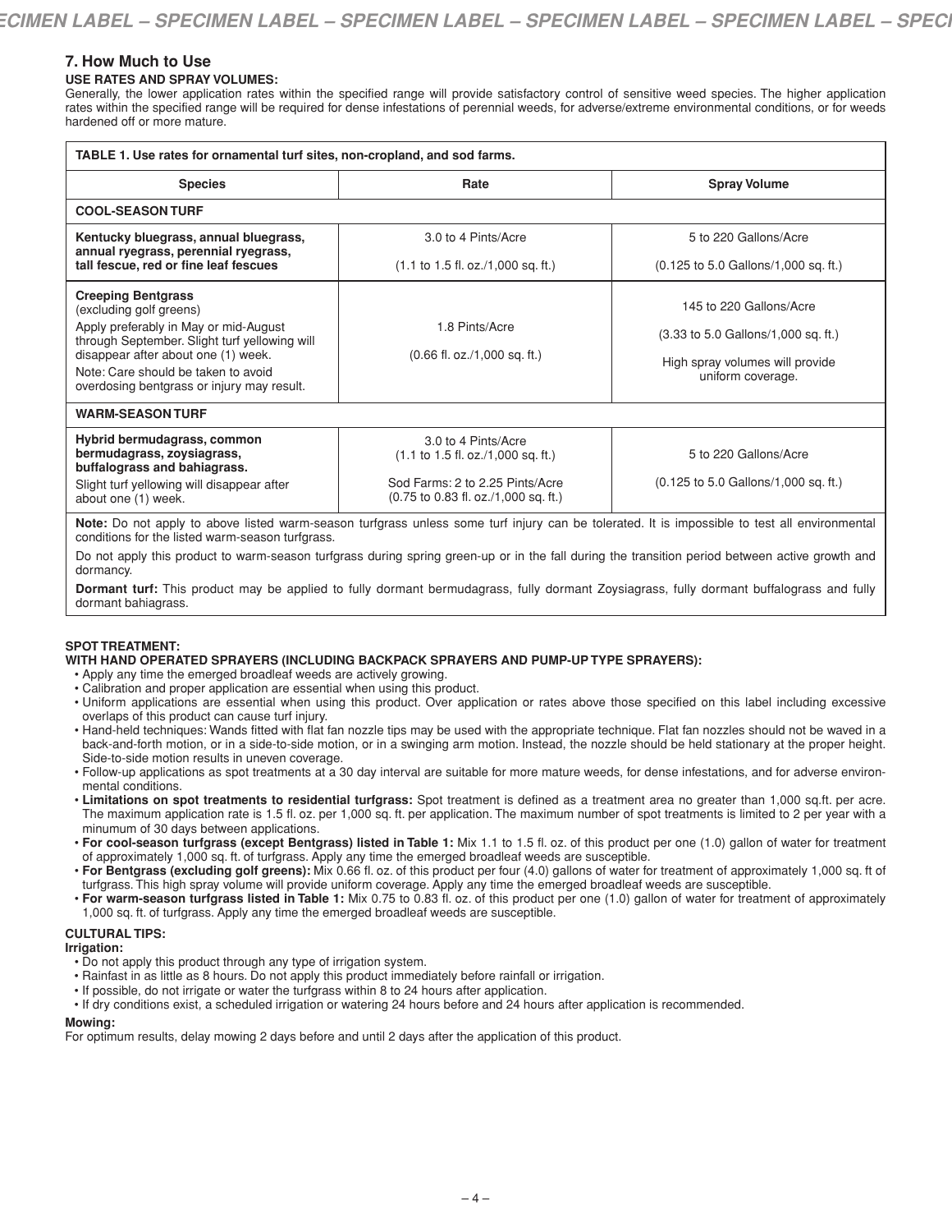## 7. How Much to Use

**USE RATES AND SPRAY VOLUMES:**

Generally, the lower application rates within the specified range will provide satisfactory control of sensitive weed species. The higher application rates within the specified range will be required for dense infestations of perennial weeds, for adverse/extreme environmental conditions, or for weeds hardened off or more mature.

| TABLE 1. Use rates for ornamental turf sites, non-cropland, and sod farms. | | |
|---|---|---|
| **Species** | **Rate** | **Spray Volume** |
| **COOL-SEASON TURF** | | |
| **Kentucky bluegrass, annual bluegrass, annual ryegrass, perennial ryegrass, tall fescue, red or fine leaf fescues** | 3.0 to 4 Pints/Acre (1.1 to 1.5 fl. oz./1,000 sq. ft.) | 5 to 220 Gallons/Acre (0.125 to 5.0 Gallons/1,000 sq. ft.) |
| **Creeping Bentgrass** (excluding golf greens) Apply preferably in May or mid-August through September. Slight turf yellowing will disappear after about one (1) week. Note: Care should be taken to avoid overdosing bentgrass or injury may result. | 1.8 Pints/Acre (0.66 fl. oz./1,000 sq. ft.) | 145 to 220 Gallons/Acre (3.33 to 5.0 Gallons/1,000 sq. ft.) High spray volumes will provide uniform coverage. |
| **WARM-SEASON TURF** | | |
| **Hybrid bermudagrass, common bermudagrass, zoysiagrass, buffalograss and bahiagrass.** Slight turf yellowing will disappear after about one (1) week. | 3.0 to 4 Pints/Acre (1.1 to 1.5 fl. oz./1,000 sq. ft.) Sod Farms: 2 to 2.25 Pints/Acre (0.75 to 0.83 fl. oz./1,000 sq. ft.) | 5 to 220 Gallons/Acre (0.125 to 5.0 Gallons/1,000 sq. ft.) |

**Note:** Do not apply to above listed warm-season turfgrass unless some turf injury can be tolerated. It is impossible to test all environmental conditions for the listed warm-season turfgrass.

Do not apply this product to warm-season turfgrass during spring green-up or in the fall during the transition period between active growth and dormancy.

**Dormant turf:** This product may be applied to fully dormant bermudagrass, fully dormant Zoysiagrass, fully dormant buffalograss and fully dormant bahiagrass.

**SPOT TREATMENT:**

**WITH HAND OPERATED SPRAYERS (INCLUDING BACKPACK SPRAYERS AND PUMP-UP TYPE SPRAYERS):**

- Apply any time the emerged broadleaf weeds are actively growing.
- Calibration and proper application are essential when using this product.
- Uniform applications are essential when using this product. Over application or rates above those specified on this label including excessive overlaps of this product can cause turf injury.
- Hand-held techniques: Wands fitted with flat fan nozzle tips may be used with the appropriate technique. Flat fan nozzles should not be waved in a back-and-forth motion, or in a side-to-side motion, or in a swinging arm motion. Instead, the nozzle should be held stationary at the proper height. Side-to-side motion results in uneven coverage.
- Follow-up applications as spot treatments at a 30 day interval are suitable for more mature weeds, for dense infestations, and for adverse environmental conditions.
- **Limitations on spot treatments to residential turfgrass:** Spot treatment is defined as a treatment area no greater than 1,000 sq.ft. per acre. The maximum application rate is 1.5 fl. oz. per 1,000 sq. ft. per application. The maximum number of spot treatments is limited to 2 per year with a minumum of 30 days between applications.
- **For cool-season turfgrass (except Bentgrass) listed in Table 1:** Mix 1.1 to 1.5 fl. oz. of this product per one (1.0) gallon of water for treatment of approximately 1,000 sq. ft. of turfgrass. Apply any time the emerged broadleaf weeds are susceptible.
- **For Bentgrass (excluding golf greens):** Mix 0.66 fl. oz. of this product per four (4.0) gallons of water for treatment of approximately 1,000 sq. ft of turfgrass. This high spray volume will provide uniform coverage. Apply any time the emerged broadleaf weeds are susceptible.
- **For warm-season turfgrass listed in Table 1:** Mix 0.75 to 0.83 fl. oz. of this product per one (1.0) gallon of water for treatment of approximately 1,000 sq. ft. of turfgrass. Apply any time the emerged broadleaf weeds are susceptible.

**CULTURAL TIPS:**

**Irrigation:**

- Do not apply this product through any type of irrigation system.
- Rainfast in as little as 8 hours. Do not apply this product immediately before rainfall or irrigation.
- If possible, do not irrigate or water the turfgrass within 8 to 24 hours after application.
- If dry conditions exist, a scheduled irrigation or watering 24 hours before and 24 hours after application is recommended.

**Mowing:**

For optimum results, delay mowing 2 days before and until 2 days after the application of this product.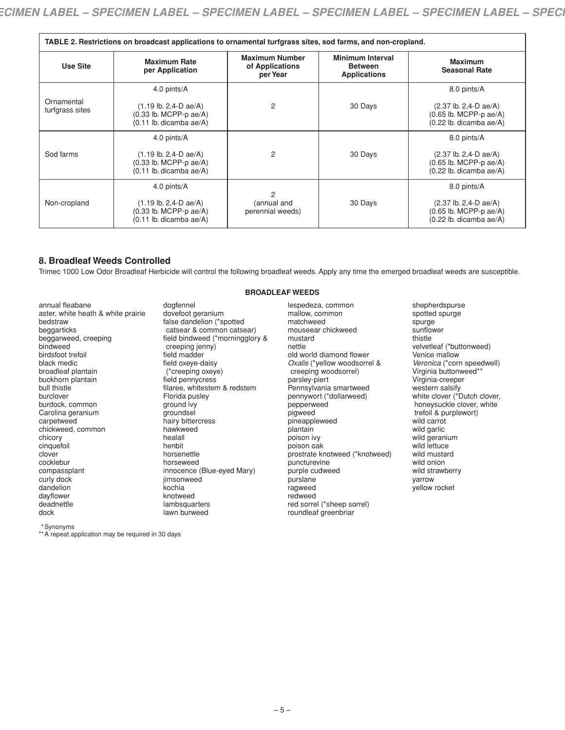**TABLE 2. Restrictions on broadcast applications to ornamental turfgrass sites, sod farms, and non-cropland.**

| Use Site | Maximum Rate per Application | Maximum Number of Applications per Year | Minimum Interval Between Applications | Maximum Seasonal Rate |
|---|---|---|---|---|
| Ornamental turfgrass sites | 4.0 pints/A (1.19 lb. 2,4-D ae/A) (0.33 lb. MCPP-p ae/A) (0.11 lb. dicamba ae/A) | 2 | 30 Days | 8.0 pints/A (2.37 lb. 2,4-D ae/A) (0.65 lb. MCPP-p ae/A) (0.22 lb. dicamba ae/A) |
| Sod farms | 4.0 pints/A (1.19 lb. 2,4-D ae/A) (0.33 lb. MCPP-p ae/A) (0.11 lb. dicamba ae/A) | 2 | 30 Days | 8.0 pints/A (2.37 lb. 2,4-D ae/A) (0.65 lb. MCPP-p ae/A) (0.22 lb. dicamba ae/A) |
| Non-cropland | 4.0 pints/A (1.19 lb. 2,4-D ae/A) (0.33 lb. MCPP-p ae/A) (0.11 lb. dicamba ae/A) | 2 (annual and perennial weeds) | 30 Days | 8.0 pints/A (2.37 lb. 2,4-D ae/A) (0.65 lb. MCPP-p ae/A) (0.22 lb. dicamba ae/A) |

## 8. Broadleaf Weeds Controlled

Trimec 1000 Low Odor Broadleaf Herbicide will control the following broadleaf weeds. Apply any time the emerged broadleaf weeds are susceptible.

**BROADLEAF WEEDS**

- annual fleabane
- aster, white heath & white prairie
- bedstraw
- beggarticks
- beggarweed, creeping
- bindweed
- birdsfoot trefoil
- black medic
- broadleaf plantain
- buckhorn plantain
- bull thistle
- burclover
- burdock, common
- Carolina geranium
- carpetweed
- chickweed, common
- chicory
- cinquefoil
- clover
- cocklebur
- compassplant
- curly dock
- dandelion
- dayflower
- deadnettle
- dock
- dogfennel
- dovefoot geranium
- false dandelion (*spotted catsear & common catsear)
- field bindweed (*morningglory & creeping jenny)
- field madder
- field oxeye-daisy (*creeping oxeye)
- field pennycress
- filaree, whitestem & redstem
- Florida pusley
- ground ivy
- groundsel
- hairy bittercress
- hawkweed
- healall
- henbit
- horsenettle
- horseweed
- innocence (Blue-eyed Mary)
- jimsonweed
- kochia
- knotweed
- lambsquarters
- lawn burweed
- lespedeza, common
- mallow, common
- matchweed
- mouseear chickweed
- mustard
- nettle
- old world diamond flower
- *Oxalis* (*yellow woodsorrel & creeping woodsorrel)
- parsley-piert
- Pennsylvania smartweed
- pennywort (*dollarweed)
- pepperweed
- pigweed
- pineappleweed
- plantain
- poison ivy
- poison oak
- prostrate knotweed (*knotweed)
- puncturevine
- purple cudweed
- purslane
- ragweed
- redweed
- red sorrel (*sheep sorrel)
- roundleaf greenbriar
- shepherdspurse
- spotted spurge
- spurge
- sunflower
- thistle
- velvetleaf (*buttonweed)
- Venice mallow
- *Veronica* (*corn speedwell)
- Virginia buttonweed**
- Virginia-creeper
- western salsify
- white clover (*Dutch clover, honeysuckle clover, white trefoil & purplewort)
- wild carrot
- wild garlic
- wild geranium
- wild lettuce
- wild mustard
- wild onion
- wild strawberry
- yarrow
- yellow rocket

\* Synonyms
\** A repeat application may be required in 30 days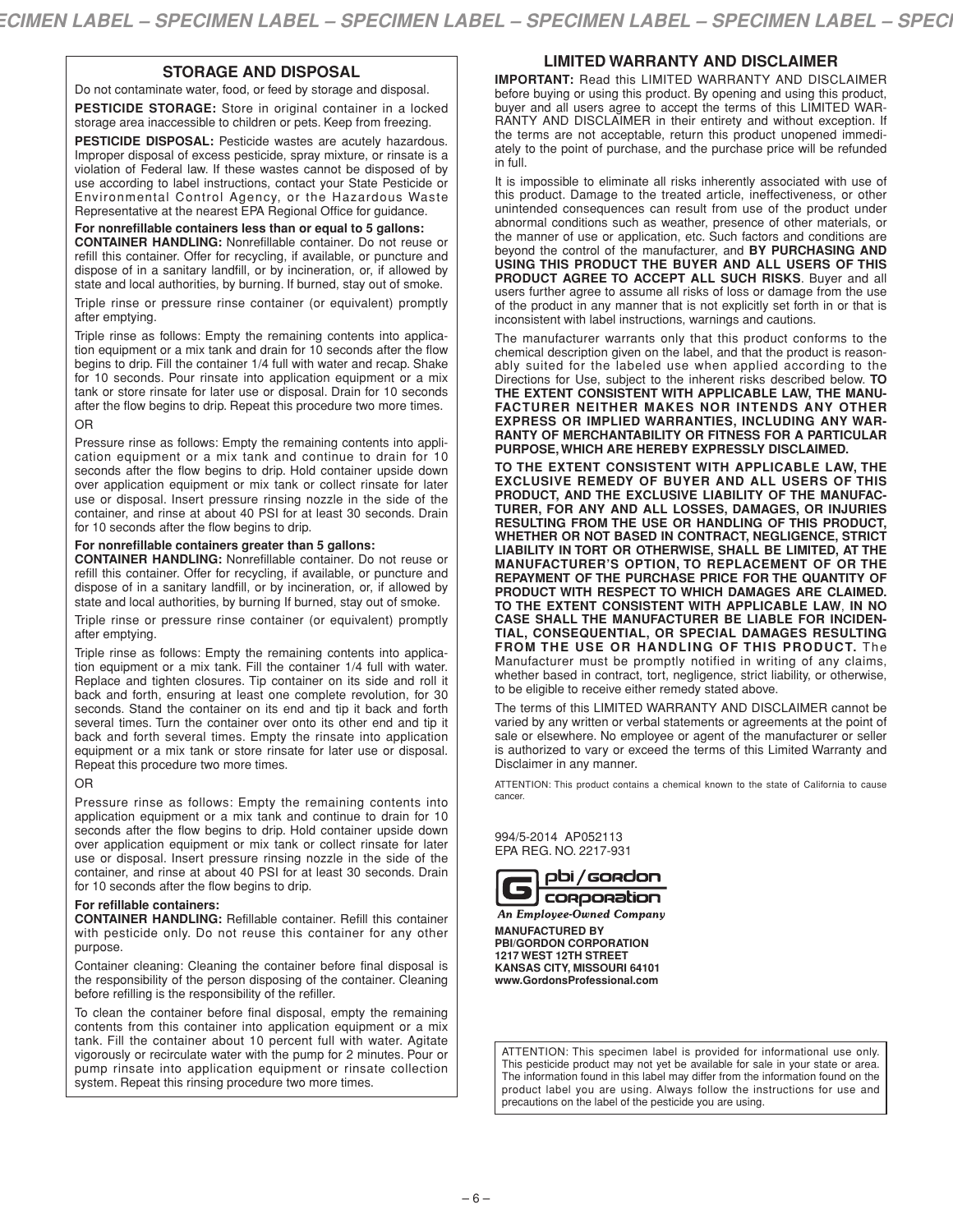## STORAGE AND DISPOSAL

Do not contaminate water, food, or feed by storage and disposal.

**PESTICIDE STORAGE:** Store in original container in a locked storage area inaccessible to children or pets. Keep from freezing.

**PESTICIDE DISPOSAL:** Pesticide wastes are acutely hazardous. Improper disposal of excess pesticide, spray mixture, or rinsate is a violation of Federal law. If these wastes cannot be disposed of by use according to label instructions, contact your State Pesticide or Environmental Control Agency, or the Hazardous Waste Representative at the nearest EPA Regional Office for guidance.

**For nonrefillable containers less than or equal to 5 gallons:**
**CONTAINER HANDLING:** Nonrefillable container. Do not reuse or refill this container. Offer for recycling, if available, or puncture and dispose of in a sanitary landfill, or by incineration, or, if allowed by state and local authorities, by burning. If burned, stay out of smoke.

Triple rinse or pressure rinse container (or equivalent) promptly after emptying.

Triple rinse as follows: Empty the remaining contents into application equipment or a mix tank and drain for 10 seconds after the flow begins to drip. Fill the container 1/4 full with water and recap. Shake for 10 seconds. Pour rinsate into application equipment or a mix tank or store rinsate for later use or disposal. Drain for 10 seconds after the flow begins to drip. Repeat this procedure two more times.

OR

Pressure rinse as follows: Empty the remaining contents into application equipment or a mix tank and continue to drain for 10 seconds after the flow begins to drip. Hold container upside down over application equipment or mix tank or collect rinsate for later use or disposal. Insert pressure rinsing nozzle in the side of the container, and rinse at about 40 PSI for at least 30 seconds. Drain for 10 seconds after the flow begins to drip.

**For nonrefillable containers greater than 5 gallons:**
**CONTAINER HANDLING:** Nonrefillable container. Do not reuse or refill this container. Offer for recycling, if available, or puncture and dispose of in a sanitary landfill, or by incineration, or, if allowed by state and local authorities, by burning If burned, stay out of smoke.

Triple rinse or pressure rinse container (or equivalent) promptly after emptying.

Triple rinse as follows: Empty the remaining contents into application equipment or a mix tank. Fill the container 1/4 full with water. Replace and tighten closures. Tip container on its side and roll it back and forth, ensuring at least one complete revolution, for 30 seconds. Stand the container on its end and tip it back and forth several times. Turn the container over onto its other end and tip it back and forth several times. Empty the rinsate into application equipment or a mix tank or store rinsate for later use or disposal. Repeat this procedure two more times.

OR

Pressure rinse as follows: Empty the remaining contents into application equipment or a mix tank and continue to drain for 10 seconds after the flow begins to drip. Hold container upside down over application equipment or mix tank or collect rinsate for later use or disposal. Insert pressure rinsing nozzle in the side of the container, and rinse at about 40 PSI for at least 30 seconds. Drain for 10 seconds after the flow begins to drip.

**For refillable containers:**
**CONTAINER HANDLING:** Refillable container. Refill this container with pesticide only. Do not reuse this container for any other purpose.

Container cleaning: Cleaning the container before final disposal is the responsibility of the person disposing of the container. Cleaning before refilling is the responsibility of the refiller.

To clean the container before final disposal, empty the remaining contents from this container into application equipment or a mix tank. Fill the container about 10 percent full with water. Agitate vigorously or recirculate water with the pump for 2 minutes. Pour or pump rinsate into application equipment or rinsate collection system. Repeat this rinsing procedure two more times.

## LIMITED WARRANTY AND DISCLAIMER

**IMPORTANT:** Read this LIMITED WARRANTY AND DISCLAIMER before buying or using this product. By opening and using this product, buyer and all users agree to accept the terms of this LIMITED WARRANTY AND DISCLAIMER in their entirety and without exception. If the terms are not acceptable, return this product unopened immediately to the point of purchase, and the purchase price will be refunded in full.

It is impossible to eliminate all risks inherently associated with use of this product. Damage to the treated article, ineffectiveness, or other unintended consequences can result from use of the product under abnormal conditions such as weather, presence of other materials, or the manner of use or application, etc. Such factors and conditions are beyond the control of the manufacturer, and **BY PURCHASING AND USING THIS PRODUCT THE BUYER AND ALL USERS OF THIS PRODUCT AGREE TO ACCEPT ALL SUCH RISKS**. Buyer and all users further agree to assume all risks of loss or damage from the use of the product in any manner that is not explicitly set forth in or that is inconsistent with label instructions, warnings and cautions.

The manufacturer warrants only that this product conforms to the chemical description given on the label, and that the product is reasonably suited for the labeled use when applied according to the Directions for Use, subject to the inherent risks described below. **TO THE EXTENT CONSISTENT WITH APPLICABLE LAW, THE MANUFACTURER NEITHER MAKES NOR INTENDS ANY OTHER EXPRESS OR IMPLIED WARRANTIES, INCLUDING ANY WARRANTY OF MERCHANTABILITY OR FITNESS FOR A PARTICULAR PURPOSE, WHICH ARE HEREBY EXPRESSLY DISCLAIMED.**

**TO THE EXTENT CONSISTENT WITH APPLICABLE LAW, THE EXCLUSIVE REMEDY OF BUYER AND ALL USERS OF THIS PRODUCT, AND THE EXCLUSIVE LIABILITY OF THE MANUFACTURER, FOR ANY AND ALL LOSSES, DAMAGES, OR INJURIES RESULTING FROM THE USE OR HANDLING OF THIS PRODUCT, WHETHER OR NOT BASED IN CONTRACT, NEGLIGENCE, STRICT LIABILITY IN TORT OR OTHERWISE, SHALL BE LIMITED, AT THE MANUFACTURER'S OPTION, TO REPLACEMENT OF OR THE REPAYMENT OF THE PURCHASE PRICE FOR THE QUANTITY OF PRODUCT WITH RESPECT TO WHICH DAMAGES ARE CLAIMED. TO THE EXTENT CONSISTENT WITH APPLICABLE LAW, IN NO CASE SHALL THE MANUFACTURER BE LIABLE FOR INCIDENTIAL, CONSEQUENTIAL, OR SPECIAL DAMAGES RESULTING FROM THE USE OR HANDLING OF THIS PRODUCT.** The Manufacturer must be promptly notified in writing of any claims, whether based in contract, tort, negligence, strict liability, or otherwise, to be eligible to receive either remedy stated above.

The terms of this LIMITED WARRANTY AND DISCLAIMER cannot be varied by any written or verbal statements or agreements at the point of sale or elsewhere. No employee or agent of the manufacturer or seller is authorized to vary or exceed the terms of this Limited Warranty and Disclaimer in any manner.

ATTENTION: This product contains a chemical known to the state of California to cause cancer.

994/5-2014 AP052113
EPA REG. NO. 2217-931

pbi/GORDON CORPORATION
*An Employee-Owned Company*

**MANUFACTURED BY**
**PBI/GORDON CORPORATION**
**1217 WEST 12TH STREET**
**KANSAS CITY, MISSOURI 64101**
**www.GordonsProfessional.com**

ATTENTION: This specimen label is provided for informational use only. This pesticide product may not yet be available for sale in your state or area. The information found in this label may differ from the information found on the product label you are using. Always follow the instructions for use and precautions on the label of the pesticide you are using.